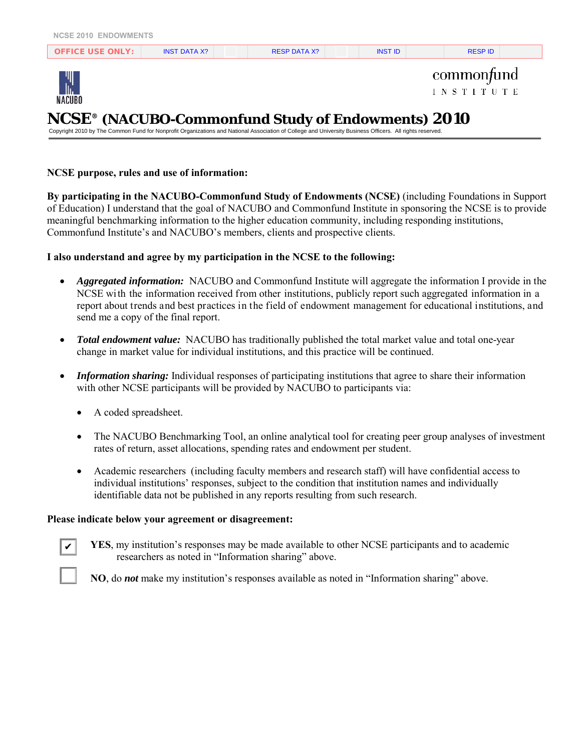NCSE 2010 ENDOWMENTS

| OFFICE USE ONLY: | INST DATA X? | | RESP DATA X? | | INST ID | | RESP ID | |
|---|---|---|---|---|---|---|---|---|

NACUBO

commonfund INSTITUTE

# NCSE® (NACUBO-Commonfund Study of Endowments) 2010

Copyright 2010 by The Common Fund for Nonprofit Organizations and National Association of College and University Business Officers. All rights reserved.

**NCSE purpose, rules and use of information:**

**By participating in the NACUBO-Commonfund Study of Endowments (NCSE)** (including Foundations in Support of Education) I understand that the goal of NACUBO and Commonfund Institute in sponsoring the NCSE is to provide meaningful benchmarking information to the higher education community, including responding institutions, Commonfund Institute's and NACUBO's members, clients and prospective clients.

**I also understand and agree by my participation in the NCSE to the following:**

- ***Aggregated information:*** NACUBO and Commonfund Institute will aggregate the information I provide in the NCSE with the information received from other institutions, publicly report such aggregated information in a report about trends and best practices in the field of endowment management for educational institutions, and send me a copy of the final report.
- ***Total endowment value:*** NACUBO has traditionally published the total market value and total one-year change in market value for individual institutions, and this practice will be continued.
- ***Information sharing:*** Individual responses of participating institutions that agree to share their information with other NCSE participants will be provided by NACUBO to participants via:
  - A coded spreadsheet.
  - The NACUBO Benchmarking Tool, an online analytical tool for creating peer group analyses of investment rates of return, asset allocations, spending rates and endowment per student.
  - Academic researchers (including faculty members and research staff) will have confidential access to individual institutions' responses, subject to the condition that institution names and individually identifiable data not be published in any reports resulting from such research.

**Please indicate below your agreement or disagreement:**

☑ **YES**, my institution's responses may be made available to other NCSE participants and to academic researchers as noted in "Information sharing" above.

☐ **NO**, do ***not*** make my institution's responses available as noted in "Information sharing" above.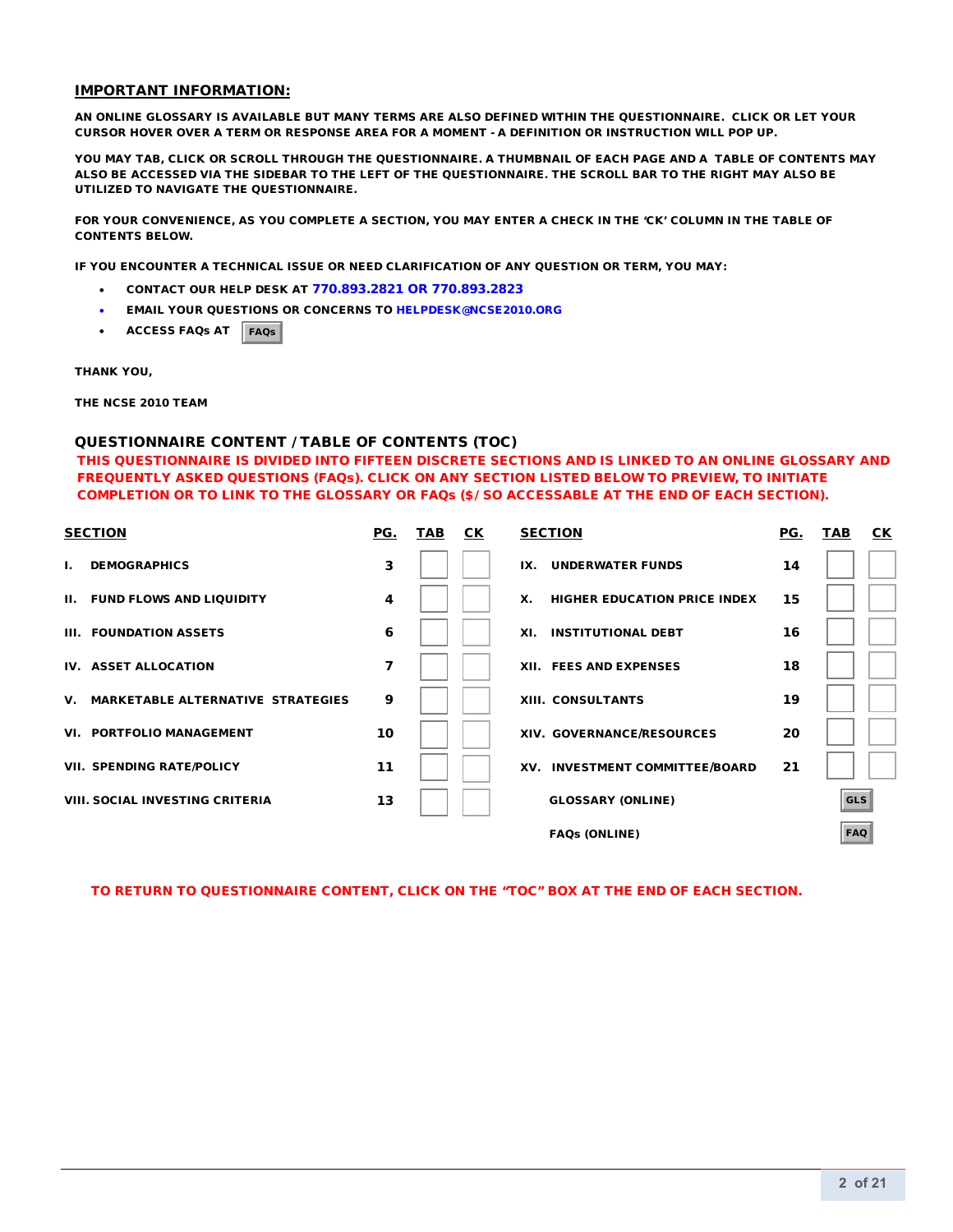## IMPORTANT INFORMATION:

**AN ONLINE GLOSSARY IS AVAILABLE BUT MANY TERMS ARE ALSO DEFINED WITHIN THE QUESTIONNAIRE. CLICK OR LET YOUR CURSOR HOVER OVER A TERM OR RESPONSE AREA FOR A MOMENT - A DEFINITION OR INSTRUCTION WILL POP UP.**

**YOU MAY TAB, CLICK OR SCROLL THROUGH THE QUESTIONNAIRE. A THUMBNAIL OF EACH PAGE AND A TABLE OF CONTENTS MAY ALSO BE ACCESSED VIA THE SIDEBAR TO THE LEFT OF THE QUESTIONNAIRE. THE SCROLL BAR TO THE RIGHT MAY ALSO BE UTILIZED TO NAVIGATE THE QUESTIONNAIRE.**

**FOR YOUR CONVENIENCE, AS YOU COMPLETE A SECTION, YOU MAY ENTER A CHECK IN THE 'CK' COLUMN IN THE TABLE OF CONTENTS BELOW.**

**IF YOU ENCOUNTER A TECHNICAL ISSUE OR NEED CLARIFICATION OF ANY QUESTION OR TERM, YOU MAY:**

- **CONTACT OUR HELP DESK AT 770.893.2821 OR 770.893.2823**
- **EMAIL YOUR QUESTIONS OR CONCERNS TO HELPDESK@NCSE2010.ORG**
- **ACCESS FAQs AT** FAQs

**THANK YOU,**

**THE NCSE 2010 TEAM**

### QUESTIONNAIRE CONTENT / TABLE OF CONTENTS (TOC)

**THIS QUESTIONNAIRE IS DIVIDED INTO FIFTEEN DISCRETE SECTIONS AND IS LINKED TO AN ONLINE GLOSSARY AND FREQUENTLY ASKED QUESTIONS (FAQs). CLICK ON ANY SECTION LISTED BELOW TO PREVIEW, TO INITIATE COMPLETION OR TO LINK TO THE GLOSSARY OR FAQs ($/ SO ACCESSABLE AT THE END OF EACH SECTION).**

| SECTION | PG. | TAB | CK | SECTION | PG. | TAB | CK |
|---|---|---|---|---|---|---|---|
| I. DEMOGRAPHICS | 3 | | | IX. UNDERWATER FUNDS | 14 | | |
| II. FUND FLOWS AND LIQUIDITY | 4 | | | X. HIGHER EDUCATION PRICE INDEX | 15 | | |
| III. FOUNDATION ASSETS | 6 | | | XI. INSTITUTIONAL DEBT | 16 | | |
| IV. ASSET ALLOCATION | 7 | | | XII. FEES AND EXPENSES | 18 | | |
| V. MARKETABLE ALTERNATIVE STRATEGIES | 9 | | | XIII. CONSULTANTS | 19 | | |
| VI. PORTFOLIO MANAGEMENT | 10 | | | XIV. GOVERNANCE/RESOURCES | 20 | | |
| VII. SPENDING RATE/POLICY | 11 | | | XV. INVESTMENT COMMITTEE/BOARD | 21 | | |
| VIII. SOCIAL INVESTING CRITERIA | 13 | | | GLOSSARY (ONLINE) | | GLS | |
| | | | | FAQs (ONLINE) | | FAQ | |

**TO RETURN TO QUESTIONNAIRE CONTENT, CLICK ON THE "TOC" BOX AT THE END OF EACH SECTION.**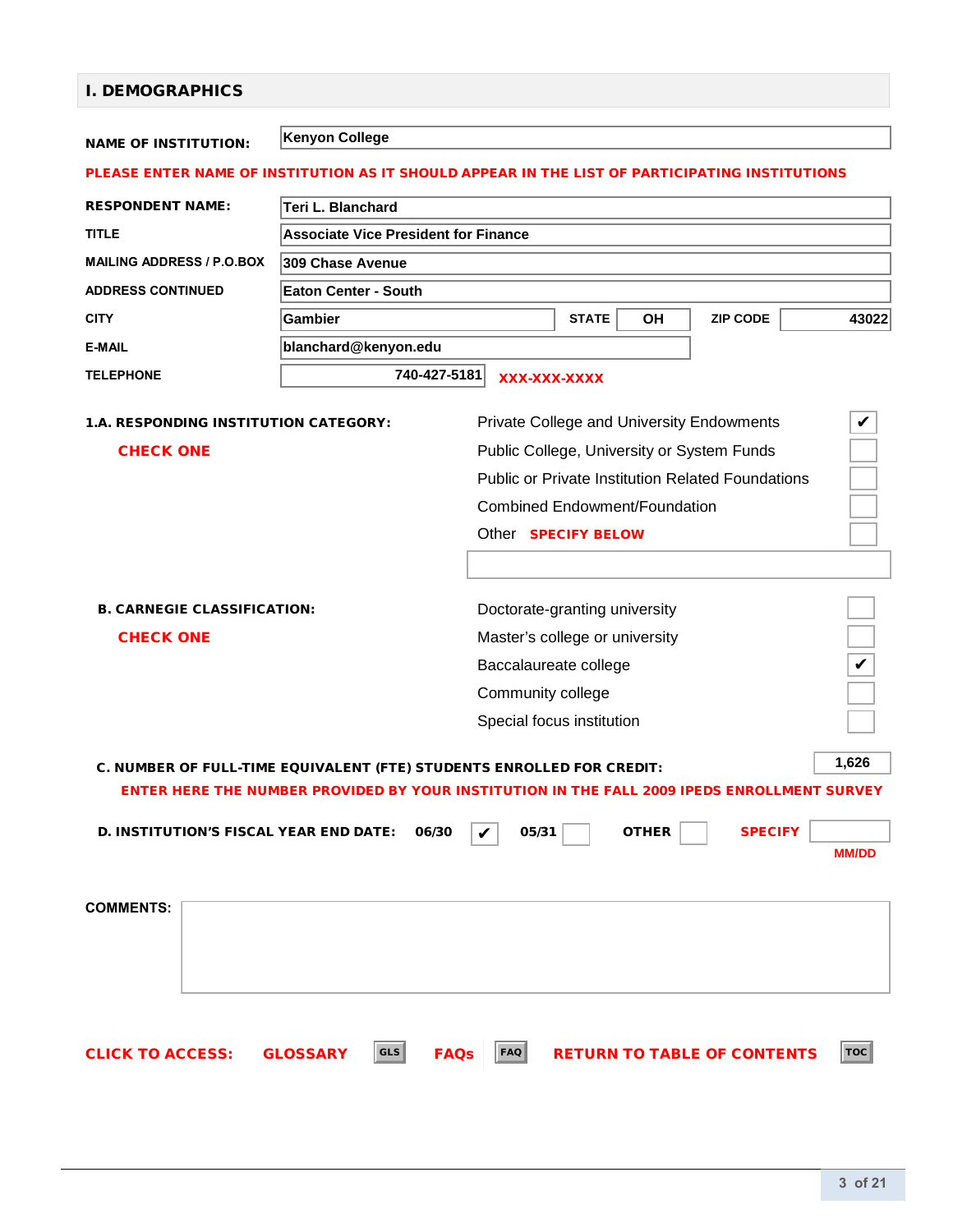## I. DEMOGRAPHICS

**NAME OF INSTITUTION:** Kenyon College

**PLEASE ENTER NAME OF INSTITUTION AS IT SHOULD APPEAR IN THE LIST OF PARTICIPATING INSTITUTIONS**

| | |
|---|---|
| **RESPONDENT NAME:** | Teri L. Blanchard |
| **TITLE** | Associate Vice President for Finance |
| **MAILING ADDRESS / P.O.BOX** | 309 Chase Avenue |
| **ADDRESS CONTINUED** | Eaton Center - South |
| **CITY** | Gambier |
| **STATE** | OH |
| **ZIP CODE** | 43022 |
| **E-MAIL** | blanchard@kenyon.edu |
| **TELEPHONE** | 740-427-5181 (XXX-XXX-XXXX) |

**1.A. RESPONDING INSTITUTION CATEGORY:**

**CHECK ONE**

| Category | |
|---|---|
| Private College and University Endowments | ✔ |
| Public College, University or System Funds | |
| Public or Private Institution Related Foundations | |
| Combined Endowment/Foundation | |
| Other **SPECIFY BELOW** | |

**B. CARNEGIE CLASSIFICATION:**

**CHECK ONE**

| Classification | |
|---|---|
| Doctorate-granting university | |
| Master's college or university | |
| Baccalaureate college | ✔ |
| Community college | |
| Special focus institution | |

**C. NUMBER OF FULL-TIME EQUIVALENT (FTE) STUDENTS ENROLLED FOR CREDIT:** 1,626

**ENTER HERE THE NUMBER PROVIDED BY YOUR INSTITUTION IN THE FALL 2009 IPEDS ENROLLMENT SURVEY**

**D. INSTITUTION'S FISCAL YEAR END DATE:** 06/30 ✔ 05/31 ☐ OTHER ☐ **SPECIFY** ______ (MM/DD)

**COMMENTS:**

**CLICK TO ACCESS:** GLOSSARY (GLS) FAQs (FAQ) RETURN TO TABLE OF CONTENTS (TOC)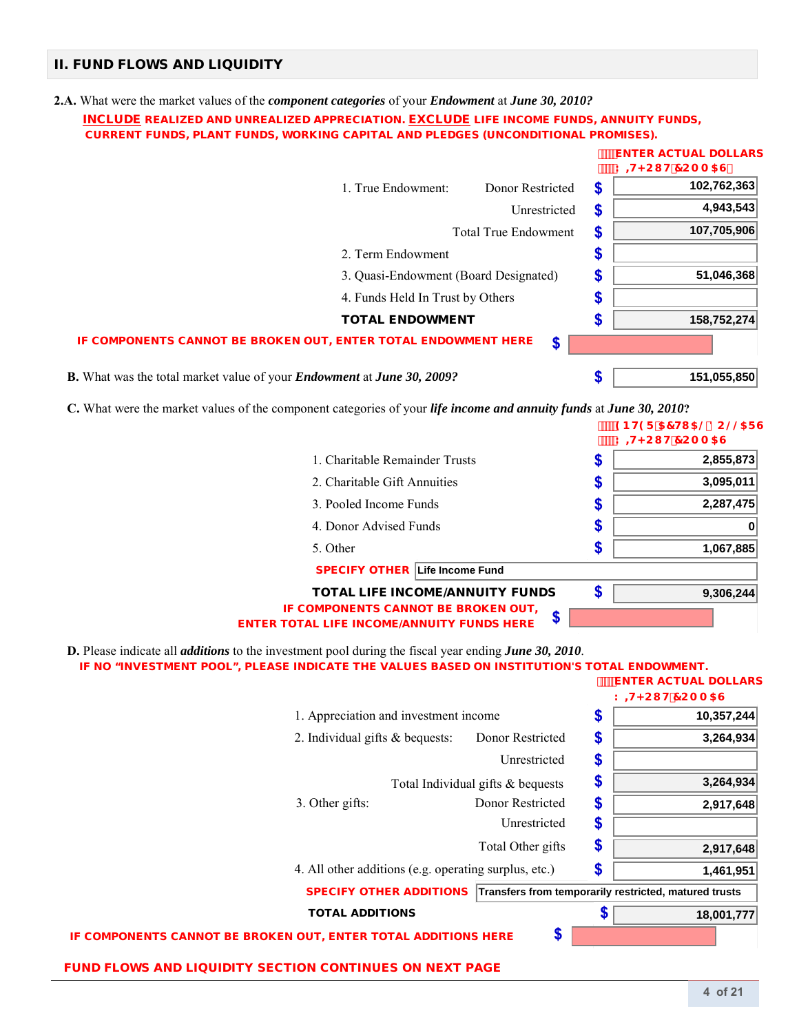## II. FUND FLOWS AND LIQUIDITY

**2.A.** What were the market values of the ***component categories*** of your ***Endowment*** at ***June 30, 2010?***

**INCLUDE REALIZED AND UNREALIZED APPRECIATION. EXCLUDE LIFE INCOME FUNDS, ANNUITY FUNDS, CURRENT FUNDS, PLANT FUNDS, WORKING CAPITAL AND PLEDGES (UNCONDITIONAL PROMISES).**

**ENTER ACTUAL DOLLARS (WITHOUT COMMAS)**

| Item | | $ | Amount |
|---|---|---|---|
| 1. True Endowment: | Donor Restricted | $ | 102,762,363 |
| | Unrestricted | $ | 4,943,543 |
| | Total True Endowment | $ | 107,705,906 |
| 2. Term Endowment | | $ | |
| 3. Quasi-Endowment (Board Designated) | | $ | 51,046,368 |
| 4. Funds Held In Trust by Others | | $ | |
| **TOTAL ENDOWMENT** | | $ | 158,752,274 |
| **IF COMPONENTS CANNOT BE BROKEN OUT, ENTER TOTAL ENDOWMENT HERE** | | $ | |

**B.** What was the total market value of your ***Endowment*** at ***June 30, 2009?*** $ 151,055,850

**C.** What were the market values of the component categories of your ***life income and annuity funds*** at ***June 30, 2010?***

**ENTER ACTUAL DOLLARS (WITHOUT COMMAS)**

| Item | $ | Amount |
|---|---|---|
| 1. Charitable Remainder Trusts | $ | 2,855,873 |
| 2. Charitable Gift Annuities | $ | 3,095,011 |
| 3. Pooled Income Funds | $ | 2,287,475 |
| 4. Donor Advised Funds | $ | 0 |
| 5. Other | $ | 1,067,885 |
| **SPECIFY OTHER** | | Life Income Fund |
| **TOTAL LIFE INCOME/ANNUITY FUNDS** | $ | 9,306,244 |
| **IF COMPONENTS CANNOT BE BROKEN OUT, ENTER TOTAL LIFE INCOME/ANNUITY FUNDS HERE** | $ | |

**D.** Please indicate all ***additions*** to the investment pool during the fiscal year ending ***June 30, 2010***.

**IF NO "INVESTMENT POOL", PLEASE INDICATE THE VALUES BASED ON INSTITUTION'S TOTAL ENDOWMENT.**

**ENTER ACTUAL DOLLARS (WITHOUT COMMAS)**

| Item | | $ | Amount |
|---|---|---|---|
| 1. Appreciation and investment income | | $ | 10,357,244 |
| 2. Individual gifts & bequests: | Donor Restricted | $ | 3,264,934 |
| | Unrestricted | $ | |
| | Total Individual gifts & bequests | $ | 3,264,934 |
| 3. Other gifts: | Donor Restricted | $ | 2,917,648 |
| | Unrestricted | $ | |
| | Total Other gifts | $ | 2,917,648 |
| 4. All other additions (e.g. operating surplus, etc.) | | $ | 1,461,951 |
| **SPECIFY OTHER ADDITIONS** | | | Transfers from temporarily restricted, matured trusts |
| **TOTAL ADDITIONS** | | $ | 18,001,777 |
| **IF COMPONENTS CANNOT BE BROKEN OUT, ENTER TOTAL ADDITIONS HERE** | | $ | |

**FUND FLOWS AND LIQUIDITY SECTION CONTINUES ON NEXT PAGE**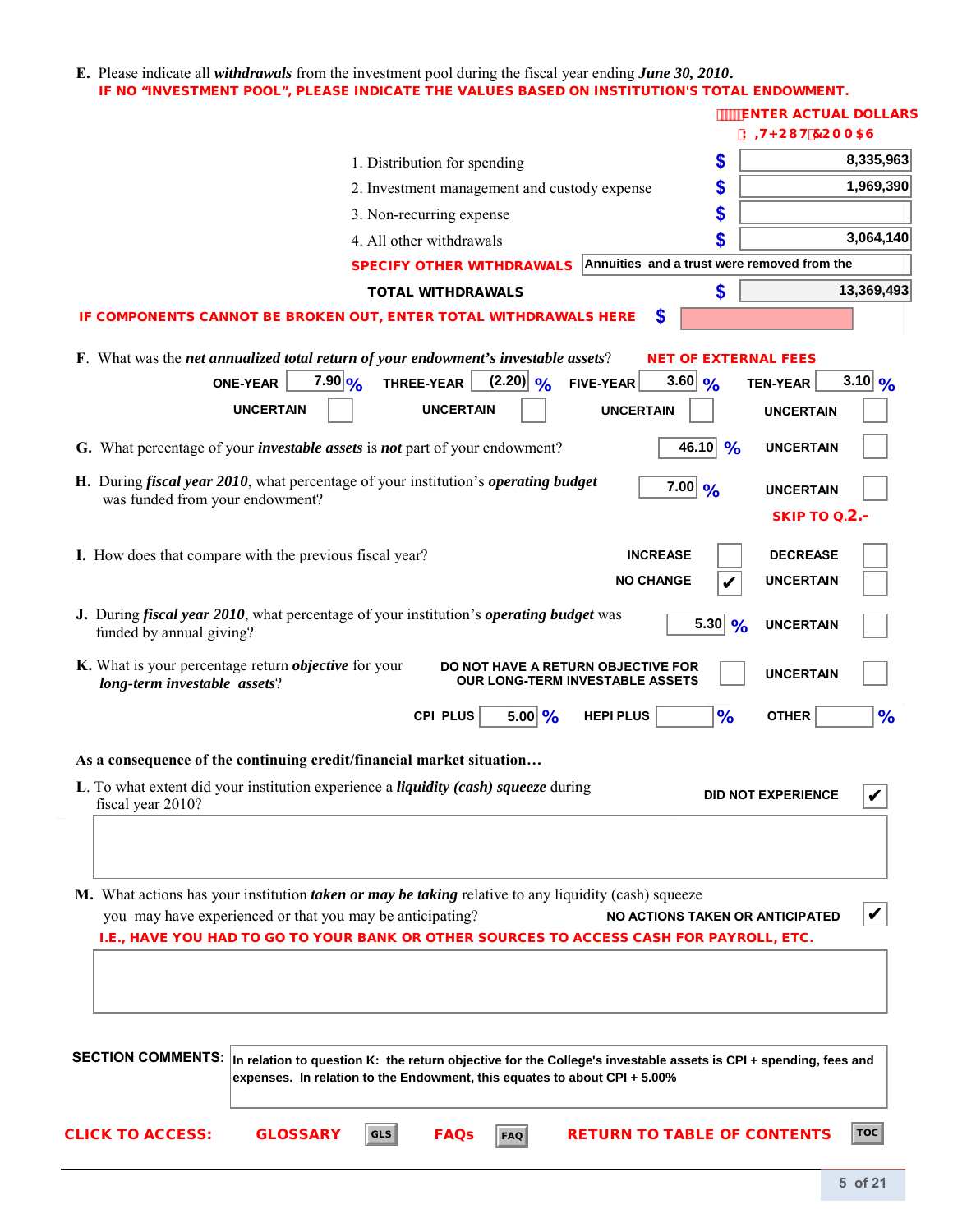**E.** Please indicate all ***withdrawals*** from the investment pool during the fiscal year ending ***June 30, 2010***.
**IF NO "INVESTMENT POOL", PLEASE INDICATE THE VALUES BASED ON INSTITUTION'S TOTAL ENDOWMENT.**

**ENTER ACTUAL DOLLARS**

| | | |
|---|---|---|
| 1. Distribution for spending | $ | 8,335,963 |
| 2. Investment management and custody expense | $ | 1,969,390 |
| 3. Non-recurring expense | $ | |
| 4. All other withdrawals | $ | 3,064,140 |
| **SPECIFY OTHER WITHDRAWALS** | | Annuities and a trust were removed from the |
| **TOTAL WITHDRAWALS** | $ | 13,369,493 |
| **IF COMPONENTS CANNOT BE BROKEN OUT, ENTER TOTAL WITHDRAWALS HERE** | $ | |

**F.** What was the ***net annualized total return of your endowment's investable assets***? **NET OF EXTERNAL FEES**

| ONE-YEAR | THREE-YEAR | FIVE-YEAR | TEN-YEAR |
|---|---|---|---|
| 7.90 % | (2.20) % | 3.60 % | 3.10 % |
| UNCERTAIN ☐ | UNCERTAIN ☐ | UNCERTAIN ☐ | UNCERTAIN ☐ |

**G.** What percentage of your ***investable assets*** is ***not*** part of your endowment? 46.10 % UNCERTAIN ☐

**H.** During ***fiscal year 2010***, what percentage of your institution's ***operating budget*** was funded from your endowment? 7.00 % UNCERTAIN ☐ **SKIP TO Q.2.-**

**I.** How does that compare with the previous fiscal year?

- INCREASE ☐
- DECREASE ☐
- NO CHANGE ✔
- UNCERTAIN ☐

**J.** During ***fiscal year 2010***, what percentage of your institution's ***operating budget*** was funded by annual giving? 5.30 % UNCERTAIN ☐

**K.** What is your percentage return ***objective*** for your ***long-term investable assets***?

DO NOT HAVE A RETURN OBJECTIVE FOR OUR LONG-TERM INVESTABLE ASSETS ☐ UNCERTAIN ☐

CPI PLUS 5.00 % HEPI PLUS ___ % OTHER ___ %

**As a consequence of the continuing credit/financial market situation…**

**L.** To what extent did your institution experience a ***liquidity (cash) squeeze*** during fiscal year 2010? DID NOT EXPERIENCE ✔

**M.** What actions has your institution ***taken or may be taking*** relative to any liquidity (cash) squeeze you may have experienced or that you may be anticipating? NO ACTIONS TAKEN OR ANTICIPATED ✔
**I.E., HAVE YOU HAD TO GO TO YOUR BANK OR OTHER SOURCES TO ACCESS CASH FOR PAYROLL, ETC.**

**SECTION COMMENTS:** In relation to question K: the return objective for the College's investable assets is CPI + spending, fees and expenses. In relation to the Endowment, this equates to about CPI + 5.00%

**CLICK TO ACCESS:** GLOSSARY [GLS] FAQs [FAQ] RETURN TO TABLE OF CONTENTS [TOC]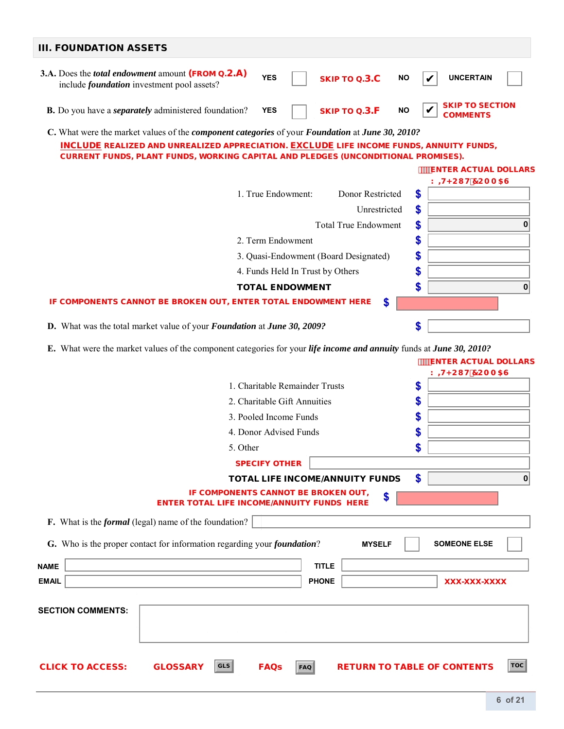## III. FOUNDATION ASSETS

**3.A.** Does the ***total endowment*** amount **(FROM Q.2.A)** include ***foundation*** investment pool assets?

YES ☐ **SKIP TO Q.3.C** NO ☑ UNCERTAIN ☐

**B.** Do you have a ***separately*** administered foundation?

YES ☐ **SKIP TO Q.3.F** NO ☑ **SKIP TO SECTION COMMENTS**

**C.** What were the market values of the ***component categories*** of your ***Foundation*** at ***June 30, 2010?***

**INCLUDE REALIZED AND UNREALIZED APPRECIATION. EXCLUDE LIFE INCOME FUNDS, ANNUITY FUNDS, CURRENT FUNDS, PLANT FUNDS, WORKING CAPITAL AND PLEDGES (UNCONDITIONAL PROMISES).**

**ENTER ACTUAL DOLLARS : ,7+287&200$6**

| | | |
|---|---|---|
| 1. True Endowment: Donor Restricted | $ | |
| Unrestricted | $ | |
| Total True Endowment | $ | 0 |
| 2. Term Endowment | $ | |
| 3. Quasi-Endowment (Board Designated) | $ | |
| 4. Funds Held In Trust by Others | $ | |
| **TOTAL ENDOWMENT** | $ | 0 |

**IF COMPONENTS CANNOT BE BROKEN OUT, ENTER TOTAL ENDOWMENT HERE** $

**D.** What was the total market value of your ***Foundation*** at ***June 30, 2009?*** $

**E.** What were the market values of the component categories for your ***life income and annuity*** funds at ***June 30, 2010?***

**ENTER ACTUAL DOLLARS : ,7+287&200$6**

| | | |
|---|---|---|
| 1. Charitable Remainder Trusts | $ | |
| 2. Charitable Gift Annuities | $ | |
| 3. Pooled Income Funds | $ | |
| 4. Donor Advised Funds | $ | |
| 5. Other | $ | |
| **SPECIFY OTHER** | | |
| **TOTAL LIFE INCOME/ANNUITY FUNDS** | $ | 0 |

**IF COMPONENTS CANNOT BE BROKEN OUT, ENTER TOTAL LIFE INCOME/ANNUITY FUNDS HERE** $

**F.** What is the ***formal*** (legal) name of the foundation?

**G.** Who is the proper contact for information regarding your ***foundation***? **MYSELF** ☐ **SOMEONE ELSE** ☐

**NAME** **TITLE**

**EMAIL** **PHONE** **XXX-XXX-XXXX**

**SECTION COMMENTS:**

**CLICK TO ACCESS:** **GLOSSARY** GLS **FAQs** FAQ **RETURN TO TABLE OF CONTENTS** TOC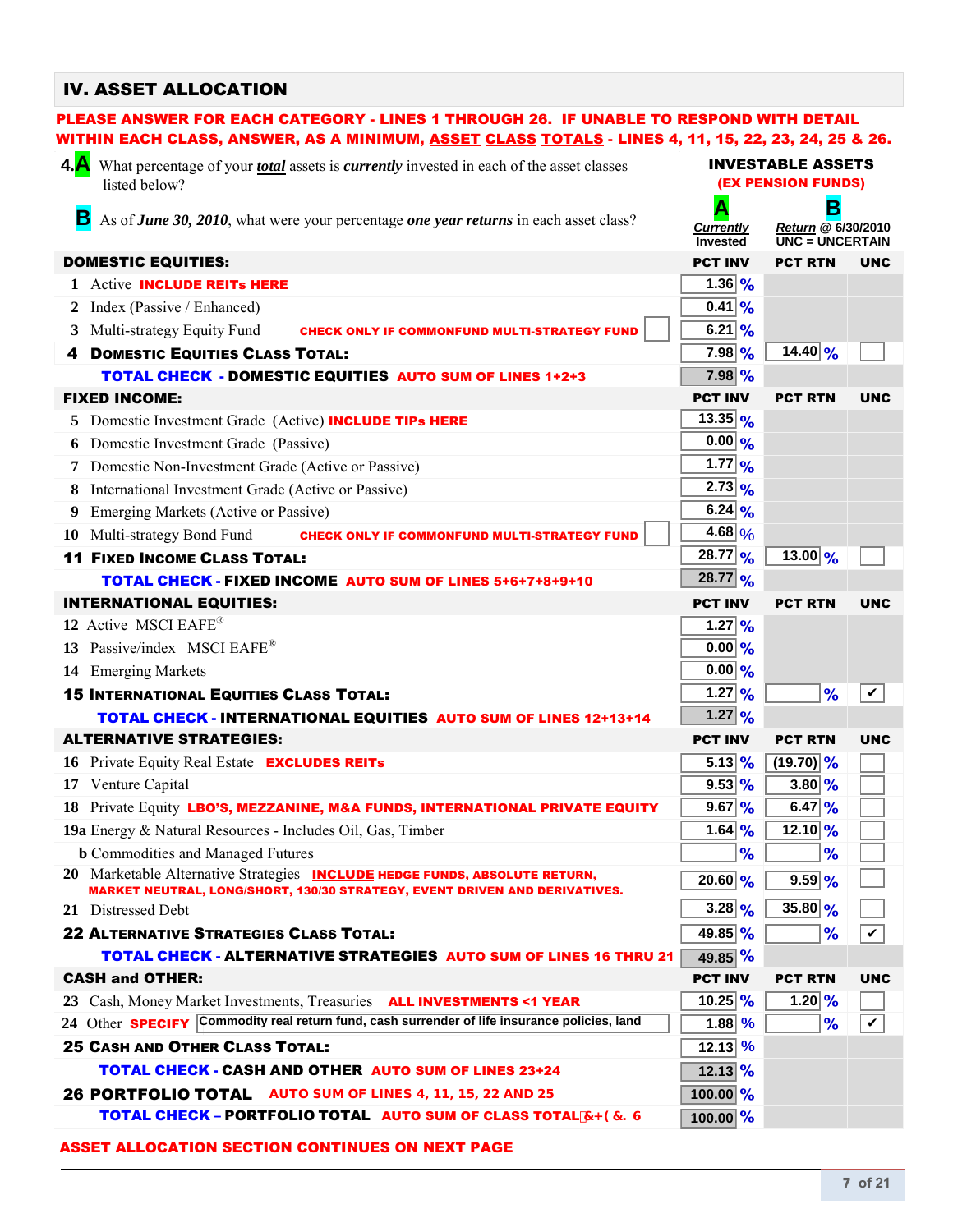## IV. ASSET ALLOCATION

**PLEASE ANSWER FOR EACH CATEGORY - LINES 1 THROUGH 26. IF UNABLE TO RESPOND WITH DETAIL WITHIN EACH CLASS, ANSWER, AS A MINIMUM, ASSET CLASS TOTALS - LINES 4, 11, 15, 22, 23, 24, 25 & 26.**

**4. A** What percentage of your ***total*** assets is ***currently*** invested in each of the asset classes listed below?

**B** As of ***June 30, 2010***, what were your percentage ***one year returns*** in each asset class?

**INVESTABLE ASSETS (EX PENSION FUNDS)**

| | A *Currently* Invested | B *Return* @ 6/30/2010 UNC = UNCERTAIN | |
|---|---|---|---|
| **DOMESTIC EQUITIES:** | **PCT INV** | **PCT RTN** | **UNC** |
| 1 Active **INCLUDE REITs HERE** | 1.36 % | | |
| 2 Index (Passive / Enhanced) | 0.41 % | | |
| 3 Multi-strategy Equity Fund **CHECK ONLY IF COMMONFUND MULTI-STRATEGY FUND** ☐ | 6.21 % | | |
| **4 DOMESTIC EQUITIES CLASS TOTAL:** | 7.98 % | 14.40 % | ☐ |
| **TOTAL CHECK - DOMESTIC EQUITIES AUTO SUM OF LINES 1+2+3** | 7.98 % | | |
| **FIXED INCOME:** | **PCT INV** | **PCT RTN** | **UNC** |
| 5 Domestic Investment Grade (Active) **INCLUDE TIPs HERE** | 13.35 % | | |
| 6 Domestic Investment Grade (Passive) | 0.00 % | | |
| 7 Domestic Non-Investment Grade (Active or Passive) | 1.77 % | | |
| 8 International Investment Grade (Active or Passive) | 2.73 % | | |
| 9 Emerging Markets (Active or Passive) | 6.24 % | | |
| 10 Multi-strategy Bond Fund **CHECK ONLY IF COMMONFUND MULTI-STRATEGY FUND** ☐ | 4.68 % | | |
| **11 FIXED INCOME CLASS TOTAL:** | 28.77 % | 13.00 % | ☐ |
| **TOTAL CHECK - FIXED INCOME AUTO SUM OF LINES 5+6+7+8+9+10** | 28.77 % | | |
| **INTERNATIONAL EQUITIES:** | **PCT INV** | **PCT RTN** | **UNC** |
| 12 Active MSCI EAFE® | 1.27 % | | |
| 13 Passive/index MSCI EAFE® | 0.00 % | | |
| 14 Emerging Markets | 0.00 % | | |
| **15 INTERNATIONAL EQUITIES CLASS TOTAL:** | 1.27 % | % | ✔ |
| **TOTAL CHECK - INTERNATIONAL EQUITIES AUTO SUM OF LINES 12+13+14** | 1.27 % | | |
| **ALTERNATIVE STRATEGIES:** | **PCT INV** | **PCT RTN** | **UNC** |
| 16 Private Equity Real Estate **EXCLUDES REITs** | 5.13 % | (19.70) % | ☐ |
| 17 Venture Capital | 9.53 % | 3.80 % | ☐ |
| 18 Private Equity **LBO'S, MEZZANINE, M&A FUNDS, INTERNATIONAL PRIVATE EQUITY** | 9.67 % | 6.47 % | ☐ |
| 19a Energy & Natural Resources - Includes Oil, Gas, Timber | 1.64 % | 12.10 % | ☐ |
| b Commodities and Managed Futures | % | % | ☐ |
| 20 Marketable Alternative Strategies **INCLUDE HEDGE FUNDS, ABSOLUTE RETURN, MARKET NEUTRAL, LONG/SHORT, 130/30 STRATEGY, EVENT DRIVEN AND DERIVATIVES.** | 20.60 % | 9.59 % | ☐ |
| 21 Distressed Debt | 3.28 % | 35.80 % | ☐ |
| **22 ALTERNATIVE STRATEGIES CLASS TOTAL:** | 49.85 % | % | ✔ |
| **TOTAL CHECK - ALTERNATIVE STRATEGIES AUTO SUM OF LINES 16 THRU 21** | 49.85 % | | |
| **CASH and OTHER:** | **PCT INV** | **PCT RTN** | **UNC** |
| 23 Cash, Money Market Investments, Treasuries **ALL INVESTMENTS <1 YEAR** | 10.25 % | 1.20 % | ☐ |
| 24 Other **SPECIFY** Commodity real return fund, cash surrender of life insurance policies, land | 1.88 % | % | ✔ |
| **25 CASH AND OTHER CLASS TOTAL:** | 12.13 % | | |
| **TOTAL CHECK - CASH AND OTHER AUTO SUM OF LINES 23+24** | 12.13 % | | |
| **26 PORTFOLIO TOTAL AUTO SUM OF LINES 4, 11, 15, 22 AND 25** | 100.00 % | | |
| **TOTAL CHECK – PORTFOLIO TOTAL AUTO SUM OF CLASS TOTAL&+( &. 6** | 100.00 % | | |

**ASSET ALLOCATION SECTION CONTINUES ON NEXT PAGE**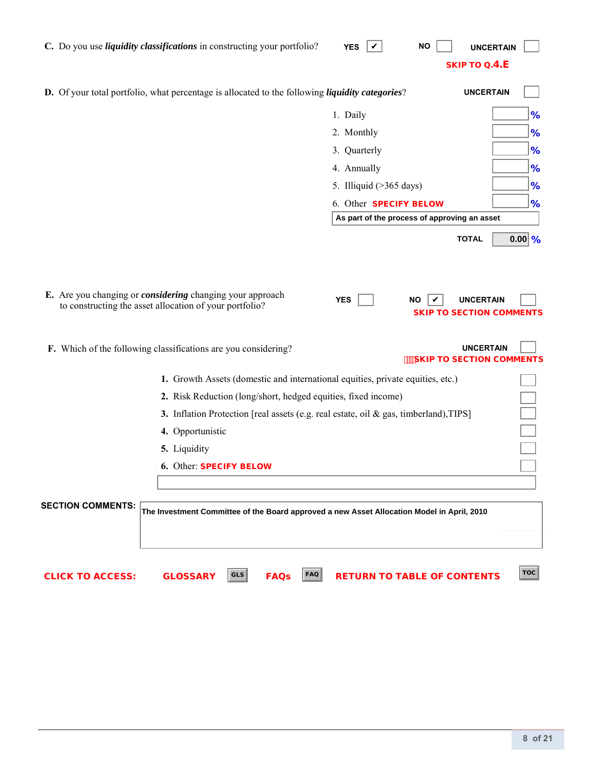**C.** Do you use ***liquidity classifications*** in constructing your portfolio?

YES [✔] NO [ ] UNCERTAIN [ ]

SKIP TO Q.4.E

**D.** Of your total portfolio, what percentage is allocated to the following ***liquidity categories***?

UNCERTAIN [ ]

| Category | % |
|---|---|
| 1. Daily | % |
| 2. Monthly | % |
| 3. Quarterly | % |
| 4. Annually | % |
| 5. Illiquid (>365 days) | % |
| 6. Other SPECIFY BELOW | % |

As part of the process of approving an asset

TOTAL 0.00 %

**E.** Are you changing or ***considering*** changing your approach to constructing the asset allocation of your portfolio?

YES [ ] NO [✔] UNCERTAIN [ ]

SKIP TO SECTION COMMENTS

**F.** Which of the following classifications are you considering?

UNCERTAIN [ ]

SKIP TO SECTION COMMENTS

1. Growth Assets (domestic and international equities, private equities, etc.) [ ]
2. Risk Reduction (long/short, hedged equities, fixed income) [ ]
3. Inflation Protection [real assets (e.g. real estate, oil & gas, timberland),TIPS] [ ]
4. Opportunistic [ ]
5. Liquidity [ ]
6. Other: SPECIFY BELOW [ ]

**SECTION COMMENTS:** The Investment Committee of the Board approved a new Asset Allocation Model in April, 2010

CLICK TO ACCESS: GLOSSARY [GLS] FAQs [FAQ] RETURN TO TABLE OF CONTENTS [TOC]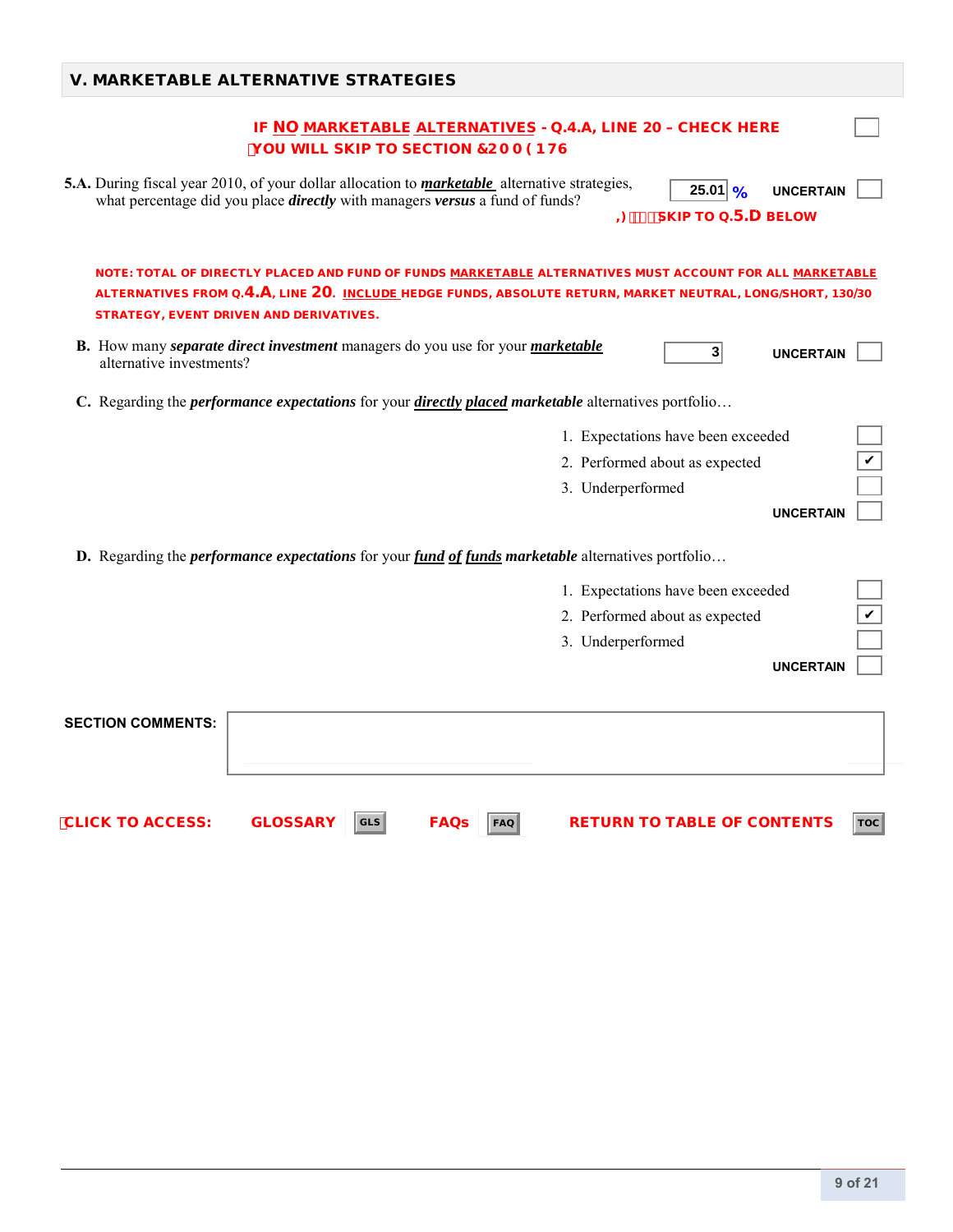## V. MARKETABLE ALTERNATIVE STRATEGIES

**IF NO MARKETABLE ALTERNATIVES - Q.4.A, LINE 20 – CHECK HERE** ☐

**YOU WILL SKIP TO SECTION &2 0 ( 176**

**5.A.** During fiscal year 2010, of your dollar allocation to ***marketable*** alternative strategies, what percentage did you place ***directly*** with managers ***versus*** a fund of funds? **25.01 %** UNCERTAIN ☐

**,) SKIP TO Q.5.D BELOW**

**NOTE: TOTAL OF DIRECTLY PLACED AND FUND OF FUNDS MARKETABLE ALTERNATIVES MUST ACCOUNT FOR ALL MARKETABLE ALTERNATIVES FROM Q.4.A, LINE 20. INCLUDE HEDGE FUNDS, ABSOLUTE RETURN, MARKET NEUTRAL, LONG/SHORT, 130/30 STRATEGY, EVENT DRIVEN AND DERIVATIVES.**

**B.** How many ***separate direct investment*** managers do you use for your ***marketable*** alternative investments? **3** UNCERTAIN ☐

**C.** Regarding the ***performance expectations*** for your ***directly placed marketable*** alternatives portfolio…

1. Expectations have been exceeded ☐
2. Performed about as expected ☑
3. Underperformed ☐

UNCERTAIN ☐

**D.** Regarding the ***performance expectations*** for your ***fund of funds marketable*** alternatives portfolio…

1. Expectations have been exceeded ☐
2. Performed about as expected ☑
3. Underperformed ☐

UNCERTAIN ☐

**SECTION COMMENTS:**

**CLICK TO ACCESS:** GLOSSARY [GLS] FAQs [FAQ] RETURN TO TABLE OF CONTENTS [TOC]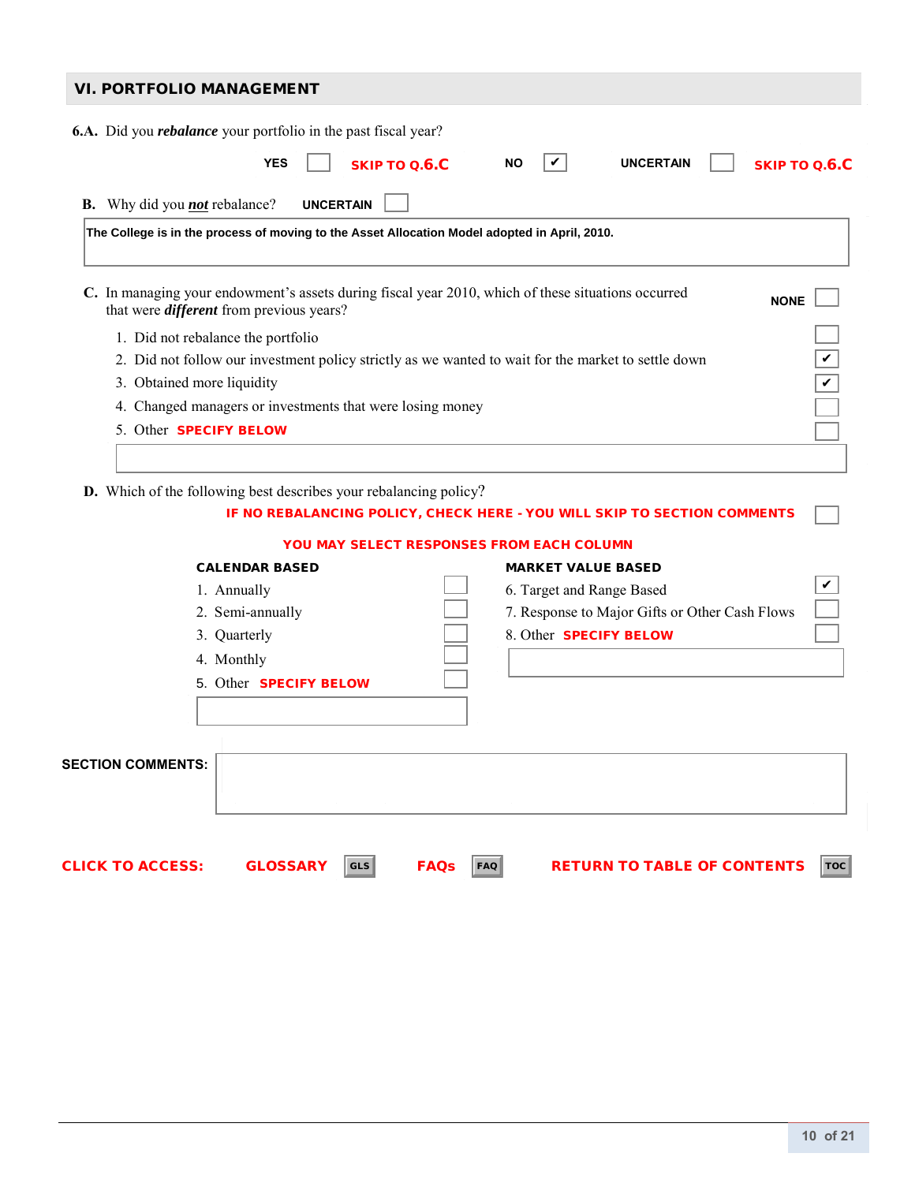## VI. PORTFOLIO MANAGEMENT

**6.A.** Did you ***rebalance*** your portfolio in the past fiscal year?

YES ☐ **SKIP TO Q.6.C** NO ☑ UNCERTAIN ☐ **SKIP TO Q.6.C**

**B.** Why did you ***not*** rebalance? UNCERTAIN ☐

**The College is in the process of moving to the Asset Allocation Model adopted in April, 2010.**

**C.** In managing your endowment's assets during fiscal year 2010, which of these situations occurred that were ***different*** from previous years? NONE ☐

1. Did not rebalance the portfolio ☐
2. Did not follow our investment policy strictly as we wanted to wait for the market to settle down ☑
3. Obtained more liquidity ☑
4. Changed managers or investments that were losing money ☐
5. Other **SPECIFY BELOW** ☐

**D.** Which of the following best describes your rebalancing policy?

**IF NO REBALANCING POLICY, CHECK HERE - YOU WILL SKIP TO SECTION COMMENTS** ☐

**YOU MAY SELECT RESPONSES FROM EACH COLUMN**

| CALENDAR BASED | | MARKET VALUE BASED | |
|---|---|---|---|
| 1. Annually | ☐ | 6. Target and Range Based | ☑ |
| 2. Semi-annually | ☐ | 7. Response to Major Gifts or Other Cash Flows | ☐ |
| 3. Quarterly | ☐ | 8. Other **SPECIFY BELOW** | ☐ |
| 4. Monthly | ☐ | | |
| 5. Other **SPECIFY BELOW** | ☐ | | |

**SECTION COMMENTS:**

**CLICK TO ACCESS:** **GLOSSARY** GLS **FAQs** FAQ **RETURN TO TABLE OF CONTENTS** TOC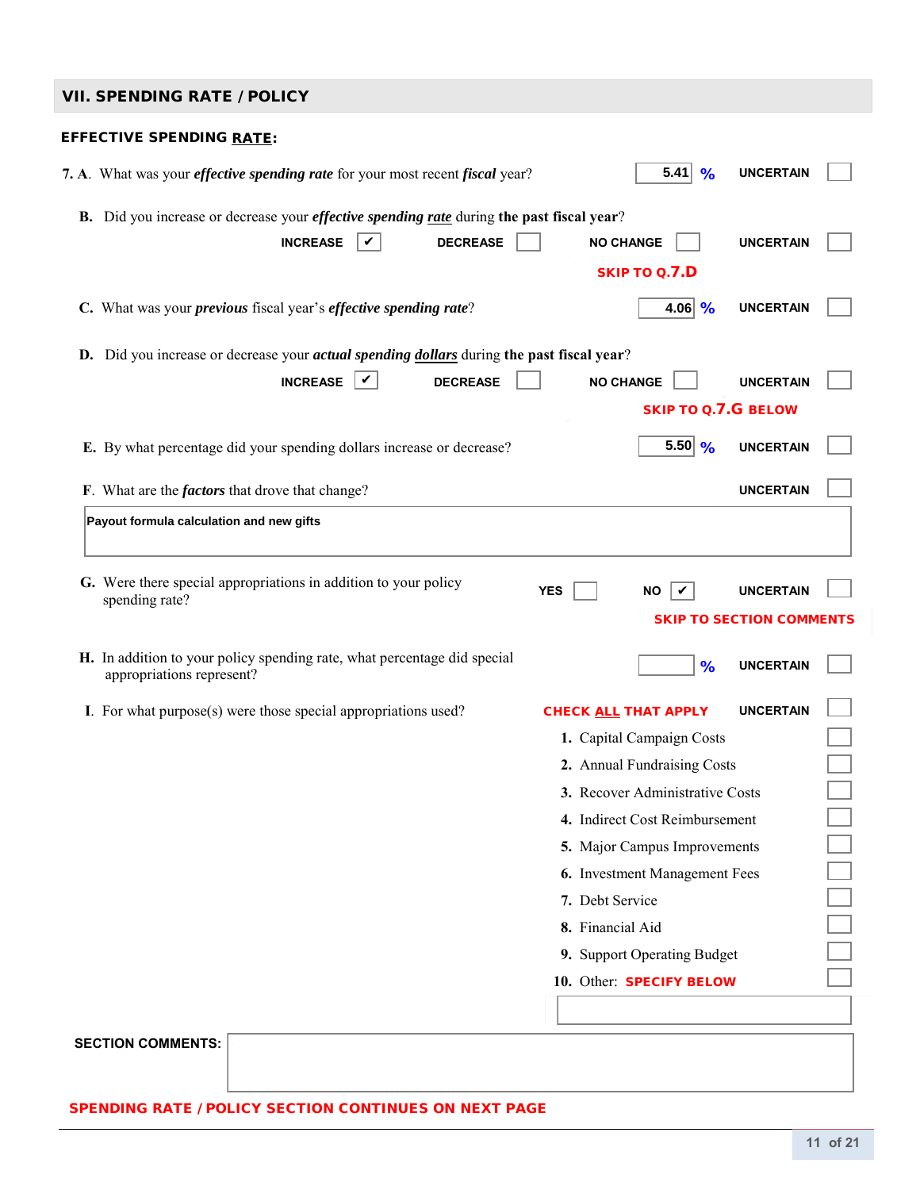## VII. SPENDING RATE / POLICY

### EFFECTIVE SPENDING RATE:

**7. A.** What was your ***effective spending rate*** for your most recent ***fiscal*** year? 5.41 % UNCERTAIN ☐

**B.** Did you increase or decrease your ***effective spending rate*** during **the past fiscal year**?

INCREASE ☑ DECREASE ☐ NO CHANGE ☐ UNCERTAIN ☐

SKIP TO Q.7.D

**C.** What was your ***previous*** fiscal year's ***effective spending rate***? 4.06 % UNCERTAIN ☐

**D.** Did you increase or decrease your ***actual spending dollars*** during **the past fiscal year**?

INCREASE ☑ DECREASE ☐ NO CHANGE ☐ UNCERTAIN ☐

SKIP TO Q.7.G BELOW

**E.** By what percentage did your spending dollars increase or decrease? 5.50 % UNCERTAIN ☐

**F.** What are the ***factors*** that drove that change? UNCERTAIN ☐

Payout formula calculation and new gifts

**G.** Were there special appropriations in addition to your policy spending rate? YES ☐ NO ☑ UNCERTAIN ☐

SKIP TO SECTION COMMENTS

**H.** In addition to your policy spending rate, what percentage did special appropriations represent? ____ % UNCERTAIN ☐

**I.** For what purpose(s) were those special appropriations used? CHECK ALL THAT APPLY UNCERTAIN ☐

1. Capital Campaign Costs ☐
2. Annual Fundraising Costs ☐
3. Recover Administrative Costs ☐
4. Indirect Cost Reimbursement ☐
5. Major Campus Improvements ☐
6. Investment Management Fees ☐
7. Debt Service ☐
8. Financial Aid ☐
9. Support Operating Budget ☐
10. Other: SPECIFY BELOW ☐

**SECTION COMMENTS:**

SPENDING RATE / POLICY SECTION CONTINUES ON NEXT PAGE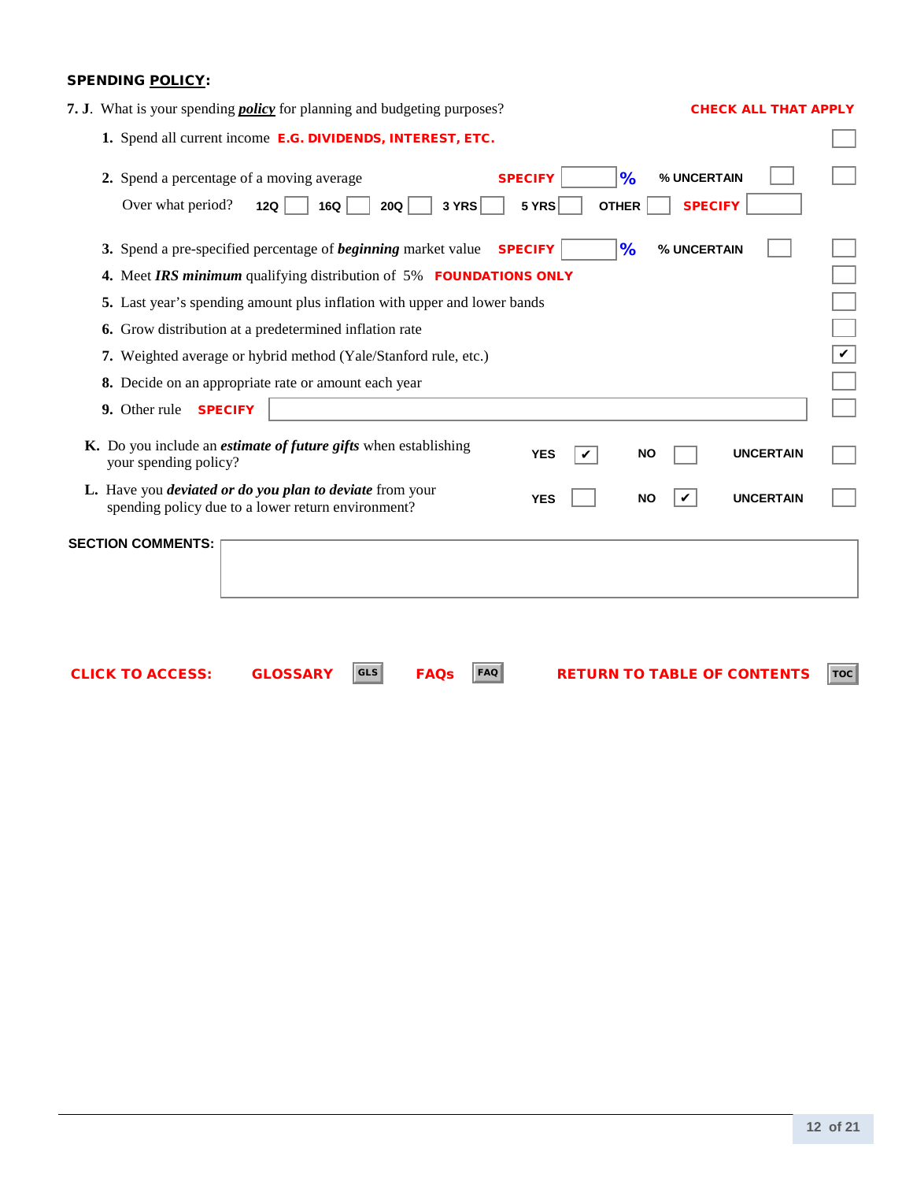**SPENDING <u>POLICY</u>:**

**7. J**. What is your spending ***policy*** for planning and budgeting purposes? **CHECK ALL THAT APPLY**

1. Spend all current income **E.G. DIVIDENDS, INTEREST, ETC.** ☐
2. Spend a percentage of a moving average **SPECIFY** ____ % **% UNCERTAIN** ☐ ☐
   Over what period? **12Q** ☐ **16Q** ☐ **20Q** ☐ **3 YRS** ☐ **5 YRS** ☐ **OTHER** ☐ **SPECIFY** ____
3. Spend a pre-specified percentage of ***beginning*** market value **SPECIFY** ____ % **% UNCERTAIN** ☐ ☐
4. Meet ***IRS minimum*** qualifying distribution of 5% **FOUNDATIONS ONLY** ☐
5. Last year's spending amount plus inflation with upper and lower bands ☐
6. Grow distribution at a predetermined inflation rate ☐
7. Weighted average or hybrid method (Yale/Stanford rule, etc.) ☑
8. Decide on an appropriate rate or amount each year ☐
9. Other rule **SPECIFY** ____ ☐

**K.** Do you include an ***estimate of future gifts*** when establishing your spending policy? **YES** ☑ **NO** ☐ **UNCERTAIN** ☐

**L.** Have you ***deviated or do you plan to deviate*** from your spending policy due to a lower return environment? **YES** ☐ **NO** ☑ **UNCERTAIN** ☐

**SECTION COMMENTS:**

**CLICK TO ACCESS:** **GLOSSARY** GLS **FAQs** FAQ **RETURN TO TABLE OF CONTENTS** TOC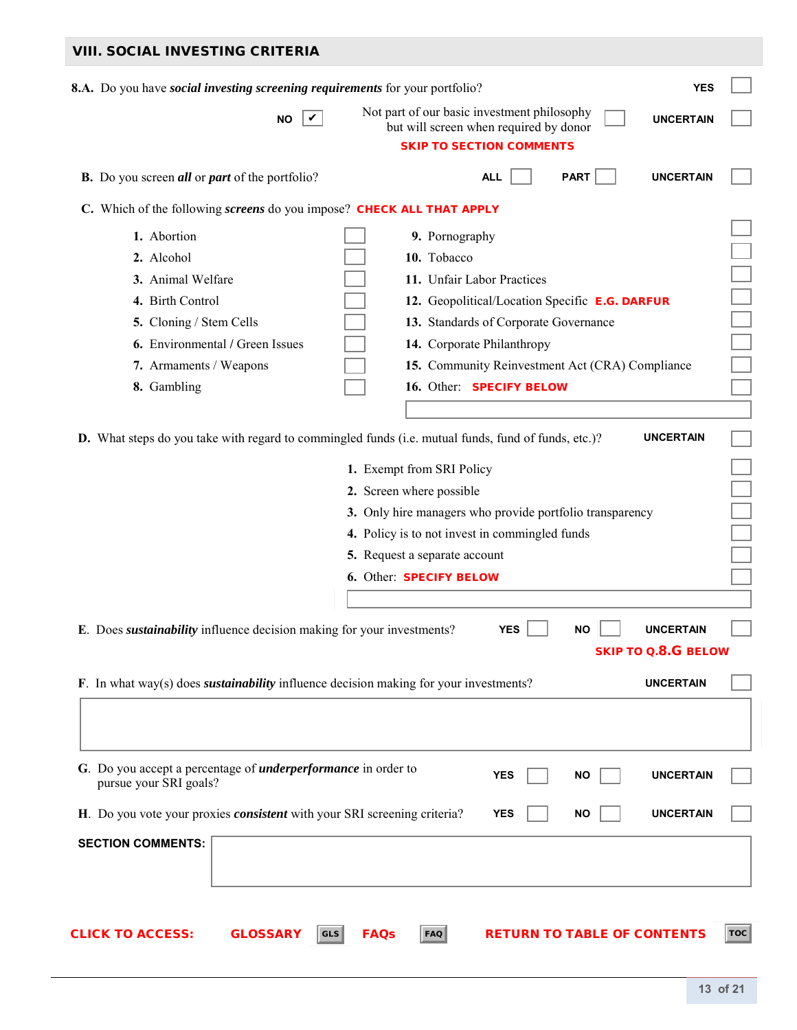## VIII. SOCIAL INVESTING CRITERIA

**8.A.** Do you have ***social investing screening requirements*** for your portfolio? **YES** ☐

**NO** ☑ — Not part of our basic investment philosophy but will screen when required by donor ☐ — **UNCERTAIN** ☐

**SKIP TO SECTION COMMENTS**

**B.** Do you screen ***all*** or ***part*** of the portfolio? **ALL** ☐ **PART** ☐ **UNCERTAIN** ☐

**C.** Which of the following ***screens*** do you impose? **CHECK ALL THAT APPLY**

| | | | |
|---|---|---|---|
| **1.** Abortion | ☐ | **9.** Pornography | ☐ |
| **2.** Alcohol | ☐ | **10.** Tobacco | ☐ |
| **3.** Animal Welfare | ☐ | **11.** Unfair Labor Practices | ☐ |
| **4.** Birth Control | ☐ | **12.** Geopolitical/Location Specific **E.G. DARFUR** | ☐ |
| **5.** Cloning / Stem Cells | ☐ | **13.** Standards of Corporate Governance | ☐ |
| **6.** Environmental / Green Issues | ☐ | **14.** Corporate Philanthropy | ☐ |
| **7.** Armaments / Weapons | ☐ | **15.** Community Reinvestment Act (CRA) Compliance | ☐ |
| **8.** Gambling | ☐ | **16.** Other: **SPECIFY BELOW** | ☐ |

**D.** What steps do you take with regard to commingled funds (i.e. mutual funds, fund of funds, etc.)? **UNCERTAIN** ☐

1. Exempt from SRI Policy ☐
2. Screen where possible ☐
3. Only hire managers who provide portfolio transparency ☐
4. Policy is to not invest in commingled funds ☐
5. Request a separate account ☐
6. Other: **SPECIFY BELOW** ☐

**E.** Does ***sustainability*** influence decision making for your investments? **YES** ☐ **NO** ☐ **UNCERTAIN** ☐

**SKIP TO Q.8.G BELOW**

**F.** In what way(s) does ***sustainability*** influence decision making for your investments? **UNCERTAIN** ☐

**G.** Do you accept a percentage of ***underperformance*** in order to pursue your SRI goals? **YES** ☐ **NO** ☐ **UNCERTAIN** ☐

**H.** Do you vote your proxies ***consistent*** with your SRI screening criteria? **YES** ☐ **NO** ☐ **UNCERTAIN** ☐

**SECTION COMMENTS:**

**CLICK TO ACCESS:** **GLOSSARY** GLS **FAQs** FAQ **RETURN TO TABLE OF CONTENTS** TOC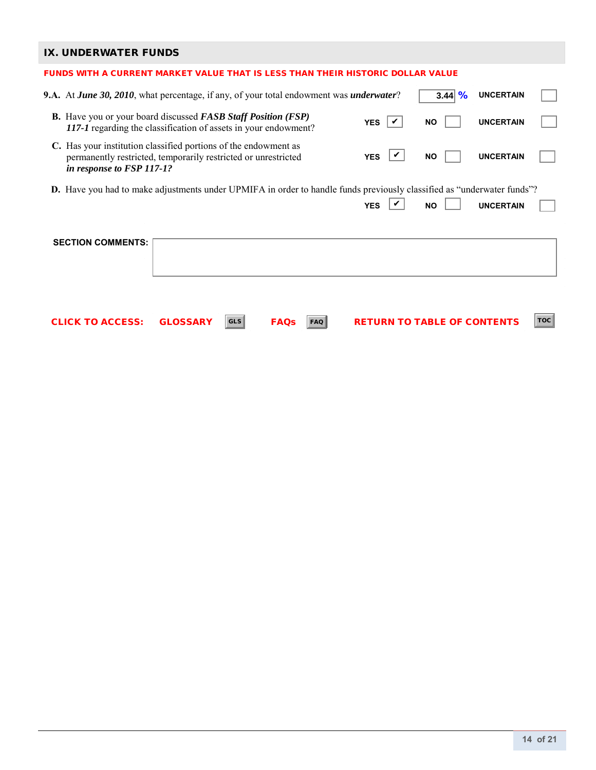## IX. UNDERWATER FUNDS

**FUNDS WITH A CURRENT MARKET VALUE THAT IS LESS THAN THEIR HISTORIC DOLLAR VALUE**

**9.A.** At ***June 30, 2010***, what percentage, if any, of your total endowment was ***underwater***? 3.44 % UNCERTAIN ☐

**B.** Have you or your board discussed ***FASB Staff Position (FSP) 117-1*** regarding the classification of assets in your endowment? YES ☑ NO ☐ UNCERTAIN ☐

**C.** Has your institution classified portions of the endowment as permanently restricted, temporarily restricted or unrestricted ***in response to FSP 117-1?*** YES ☑ NO ☐ UNCERTAIN ☐

**D.** Have you had to make adjustments under UPMIFA in order to handle funds previously classified as "underwater funds"? YES ☑ NO ☐ UNCERTAIN ☐

**SECTION COMMENTS:**

**CLICK TO ACCESS:** **GLOSSARY** GLS **FAQs** FAQ **RETURN TO TABLE OF CONTENTS** TOC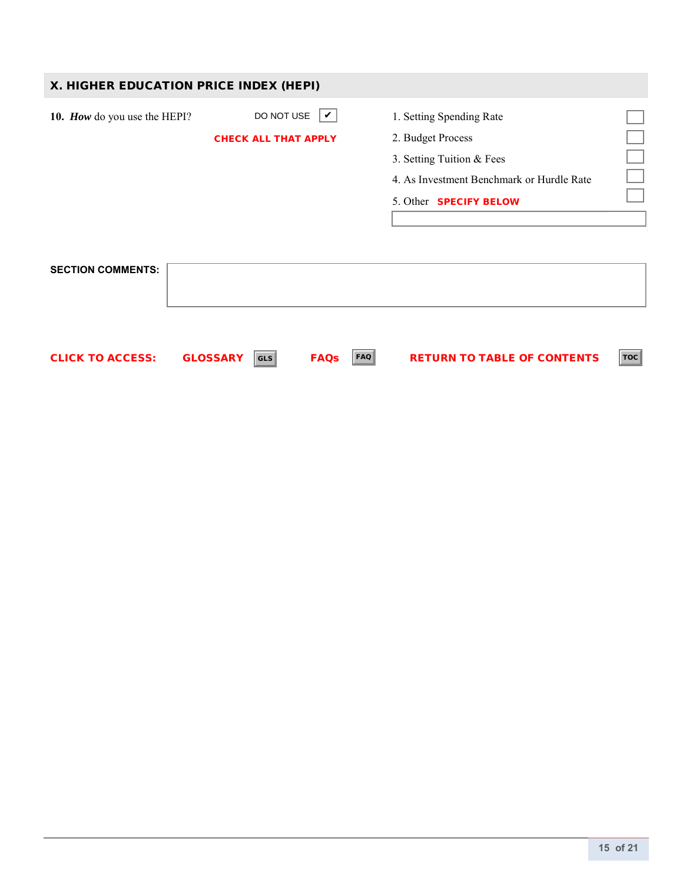## X. HIGHER EDUCATION PRICE INDEX (HEPI)

**10.** ***How*** do you use the HEPI? DO NOT USE ✔

**CHECK ALL THAT APPLY**

1. Setting Spending Rate ☐
2. Budget Process ☐
3. Setting Tuition & Fees ☐
4. As Investment Benchmark or Hurdle Rate ☐
5. Other **SPECIFY BELOW** ☐

**SECTION COMMENTS:**

**CLICK TO ACCESS:** **GLOSSARY** GLS **FAQs** FAQ **RETURN TO TABLE OF CONTENTS** TOC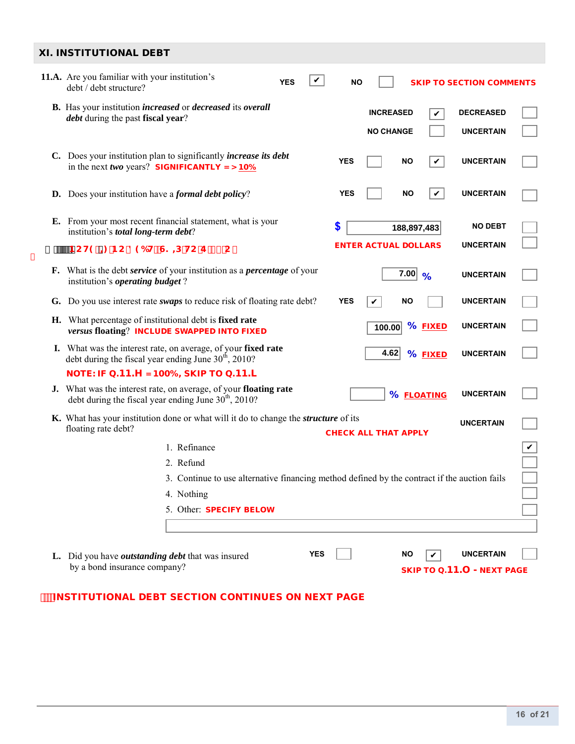## XI. INSTITUTIONAL DEBT

**11.A.** Are you familiar with your institution's debt / debt structure?

YES [✔] NO [ ] **SKIP TO SECTION COMMENTS**

**B.** Has your institution ***increased*** or ***decreased*** its ***overall debt*** during the past **fiscal year**?

INCREASED [✔] DECREASED [ ]
NO CHANGE [ ] UNCERTAIN [ ]

**C.** Does your institution plan to significantly ***increase its debt*** in the next ***two*** years? **SIGNIFICANTLY => 10%**

YES [ ] NO [✔] UNCERTAIN [ ]

**D.** Does your institution have a ***formal debt policy***?

YES [ ] NO [✔] UNCERTAIN [ ]

**E.** From your most recent financial statement, what is your institution's ***total long-term debt***?

$ 188,897,483 — NO DEBT [ ]
**ENTER ACTUAL DOLLARS** — UNCERTAIN [ ]

**NOTE: IF NO DEBT, SKIP TO Q.11.O**

**F.** What is the debt ***service*** of your institution as a ***percentage*** of your institution's ***operating budget*** ?

7.00 % — UNCERTAIN [ ]

**G.** Do you use interest rate ***swaps*** to reduce risk of floating rate debt?

YES [✔] NO [ ] UNCERTAIN [ ]

**H.** What percentage of institutional debt is **fixed rate** ***versus*** **floating**? **INCLUDE SWAPPED INTO FIXED**

100.00 % **FIXED** — UNCERTAIN [ ]

**I.** What was the interest rate, on average, of your **fixed rate** debt during the fiscal year ending June 30th, 2010?

4.62 % **FIXED** — UNCERTAIN [ ]

**NOTE: IF Q.11.H = 100%, SKIP TO Q.11.L**

**J.** What was the interest rate, on average, of your **floating rate** debt during the fiscal year ending June 30th, 2010?

[ ] % **FLOATING** — UNCERTAIN [ ]

**K.** What has your institution done or what will it do to change the ***structure*** of its floating rate debt?

**CHECK ALL THAT APPLY** — UNCERTAIN [ ]

1. Refinance [✔]
2. Refund [ ]
3. Continue to use alternative financing method defined by the contract if the auction fails [ ]
4. Nothing [ ]
5. Other: **SPECIFY BELOW** [ ]

[ ]

**L.** Did you have ***outstanding debt*** that was insured by a bond insurance company?

YES [ ] NO [✔] UNCERTAIN [ ]

**SKIP TO Q.11.O - NEXT PAGE**

**INSTITUTIONAL DEBT SECTION CONTINUES ON NEXT PAGE**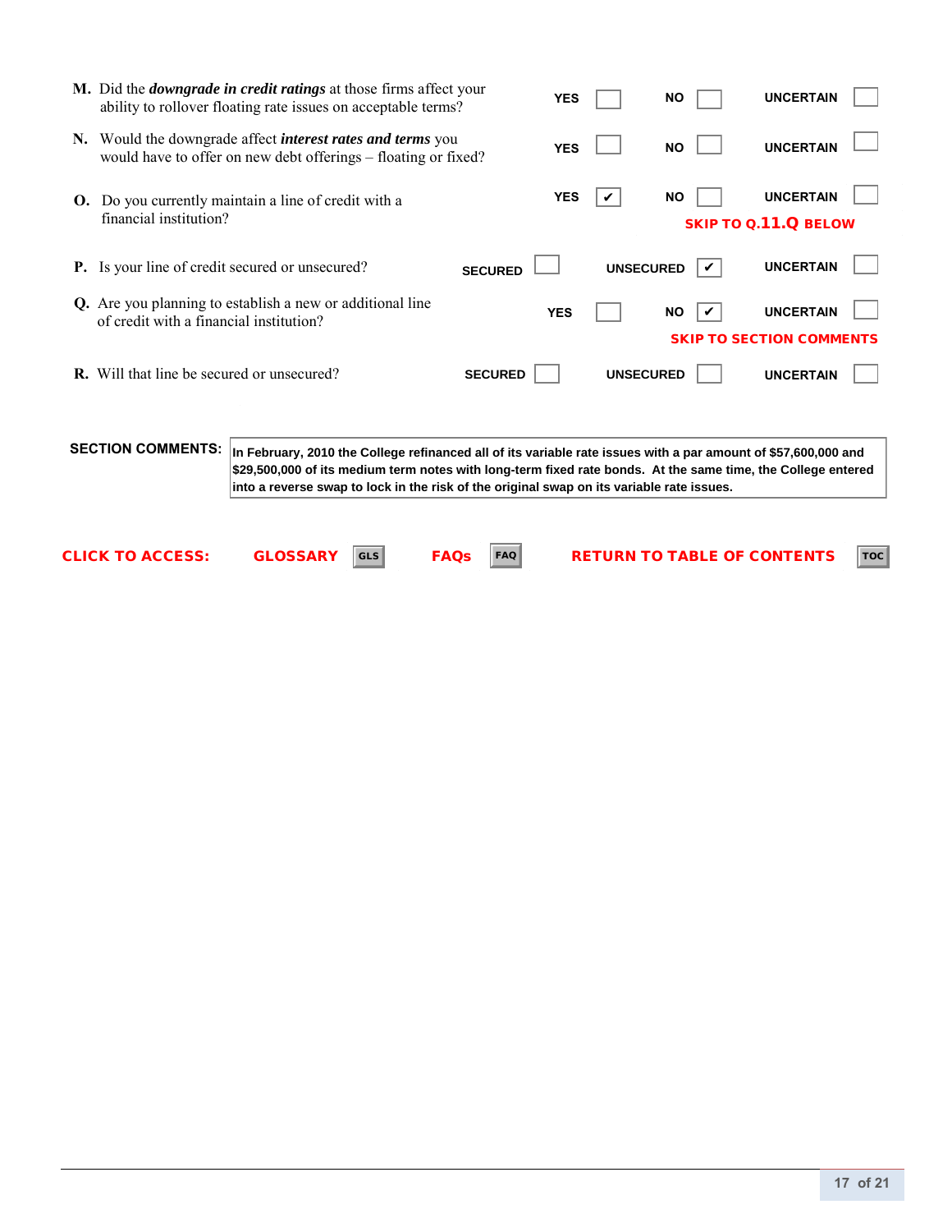**M.** Did the ***downgrade in credit ratings*** at those firms affect your ability to rollover floating rate issues on acceptable terms?

YES ☐ NO ☐ UNCERTAIN ☐

**N.** Would the downgrade affect ***interest rates and terms*** you would have to offer on new debt offerings – floating or fixed?

YES ☐ NO ☐ UNCERTAIN ☐

**O.** Do you currently maintain a line of credit with a financial institution?

YES ☑ NO ☐ UNCERTAIN ☐

**SKIP TO Q.11.Q BELOW**

**P.** Is your line of credit secured or unsecured?

SECURED ☐ UNSECURED ☑ UNCERTAIN ☐

**Q.** Are you planning to establish a new or additional line of credit with a financial institution?

YES ☐ NO ☑ UNCERTAIN ☐

**SKIP TO SECTION COMMENTS**

**R.** Will that line be secured or unsecured?

SECURED ☐ UNSECURED ☐ UNCERTAIN ☐

**SECTION COMMENTS:**

**In February, 2010 the College refinanced all of its variable rate issues with a par amount of $57,600,000 and $29,500,000 of its medium term notes with long-term fixed rate bonds. At the same time, the College entered into a reverse swap to lock in the risk of the original swap on its variable rate issues.**

**CLICK TO ACCESS:** **GLOSSARY** GLS **FAQs** FAQ **RETURN TO TABLE OF CONTENTS** TOC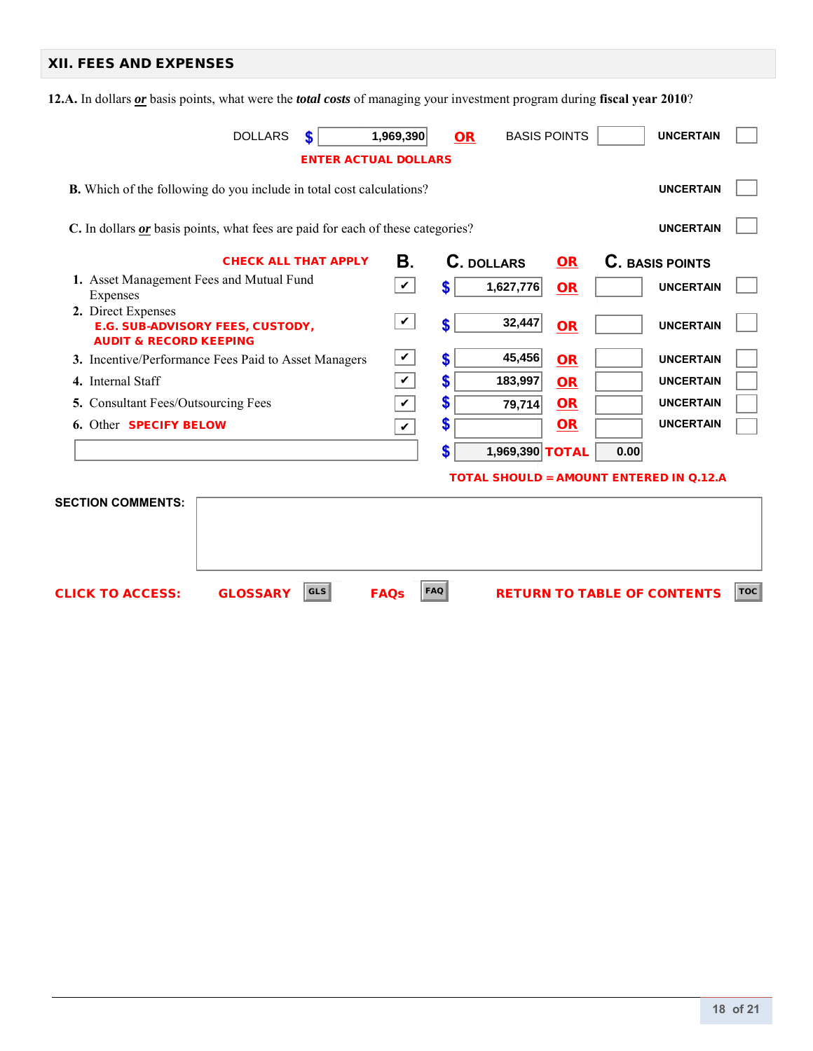## XII. FEES AND EXPENSES

**12.A.** In dollars ***or*** basis points, what were the ***total costs*** of managing your investment program during **fiscal year 2010**?

DOLLARS $ 1,969,390 **OR** BASIS POINTS [ ] UNCERTAIN [ ]

**ENTER ACTUAL DOLLARS**

**B.** Which of the following do you include in total cost calculations? UNCERTAIN [ ]

**C.** In dollars ***or*** basis points, what fees are paid for each of these categories? UNCERTAIN [ ]

| CHECK ALL THAT APPLY | B. | C. DOLLARS | OR | C. BASIS POINTS | UNCERTAIN |
|---|---|---|---|---|---|
| 1. Asset Management Fees and Mutual Fund Expenses | ✔ | $ 1,627,776 | OR | | [ ] |
| 2. Direct Expenses<br>E.G. SUB-ADVISORY FEES, CUSTODY, AUDIT & RECORD KEEPING | ✔ | $ 32,447 | OR | | [ ] |
| 3. Incentive/Performance Fees Paid to Asset Managers | ✔ | $ 45,456 | OR | | [ ] |
| 4. Internal Staff | ✔ | $ 183,997 | OR | | [ ] |
| 5. Consultant Fees/Outsourcing Fees | ✔ | $ 79,714 | OR | | [ ] |
| 6. Other SPECIFY BELOW | ✔ | $ | OR | | [ ] |
| | | $ 1,969,390 | TOTAL | 0.00 | |

**TOTAL SHOULD = AMOUNT ENTERED IN Q.12.A**

**SECTION COMMENTS:**

CLICK TO ACCESS: GLOSSARY [GLS] FAQs [FAQ] RETURN TO TABLE OF CONTENTS [TOC]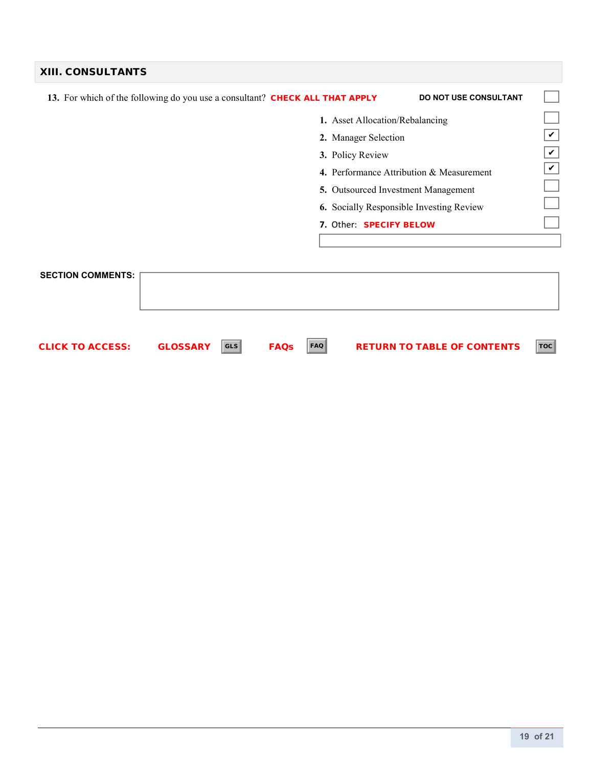## XIII. CONSULTANTS

**13.** For which of the following do you use a consultant? **CHECK ALL THAT APPLY**

**DO NOT USE CONSULTANT** ☐

1. Asset Allocation/Rebalancing ☐
2. Manager Selection ☑
3. Policy Review ☑
4. Performance Attribution & Measurement ☑
5. Outsourced Investment Management ☐
6. Socially Responsible Investing Review ☐
7. Other: **SPECIFY BELOW** ☐

**SECTION COMMENTS:**

**CLICK TO ACCESS:** **GLOSSARY** GLS **FAQs** FAQ **RETURN TO TABLE OF CONTENTS** TOC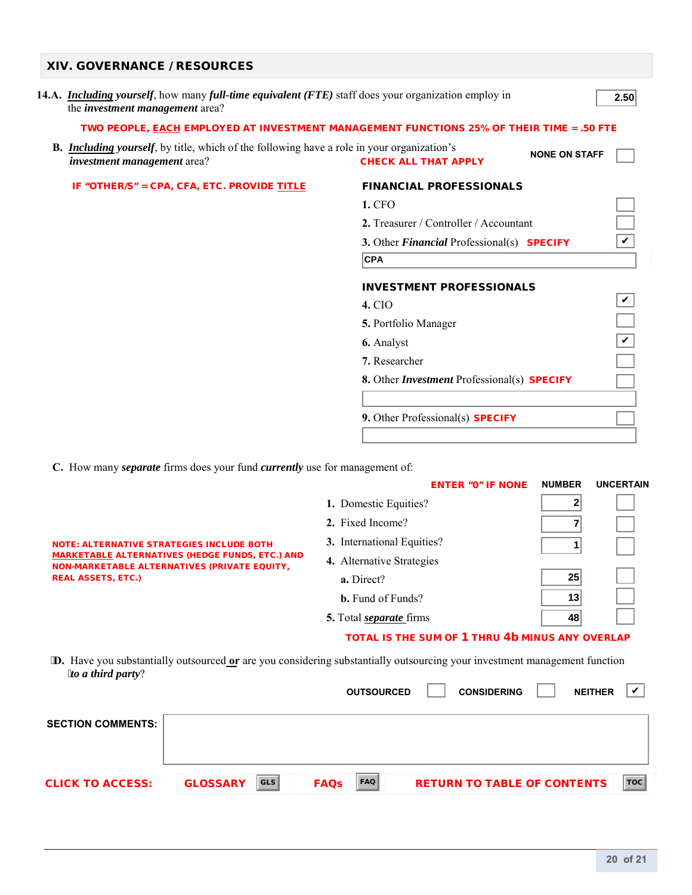## XIV. GOVERNANCE / RESOURCES

**14.A.** ***Including yourself***, how many ***full-time equivalent (FTE)*** staff does your organization employ in the ***investment management*** area? **2.50**

**TWO PEOPLE, EACH EMPLOYED AT INVESTMENT MANAGEMENT FUNCTIONS 25% OF THEIR TIME = .50 FTE**

**B.** ***Including yourself***, by title, which of the following have a role in your organization's ***investment management*** area? **CHECK ALL THAT APPLY**

NONE ON STAFF ☐

**IF "OTHER/S" = CPA, CFA, ETC. PROVIDE TITLE**

**FINANCIAL PROFESSIONALS**

| | |
|---|---|
| **1.** CFO | ☐ |
| **2.** Treasurer / Controller / Accountant | ☐ |
| **3.** Other ***Financial*** Professional(s) **SPECIFY** | ✔ |
| CPA | |

**INVESTMENT PROFESSIONALS**

| | |
|---|---|
| **4.** CIO | ✔ |
| **5.** Portfolio Manager | ☐ |
| **6.** Analyst | ✔ |
| **7.** Researcher | ☐ |
| **8.** Other ***Investment*** Professional(s) **SPECIFY** | ☐ |
| **9.** Other Professional(s) **SPECIFY** | ☐ |

**C.** How many ***separate*** firms does your fund ***currently*** use for management of:

**NOTE: ALTERNATIVE STRATEGIES INCLUDE BOTH MARKETABLE ALTERNATIVES (HEDGE FUNDS, ETC.) AND NON-MARKETABLE ALTERNATIVES (PRIVATE EQUITY, REAL ASSETS, ETC.)**

| **ENTER "0" IF NONE** | **NUMBER** | **UNCERTAIN** |
|---|---|---|
| **1.** Domestic Equities? | 2 | ☐ |
| **2.** Fixed Income? | 7 | ☐ |
| **3.** International Equities? | 1 | ☐ |
| **4.** Alternative Strategies | | |
| **a.** Direct? | 25 | ☐ |
| **b.** Fund of Funds? | 13 | ☐ |
| **5.** Total ***separate*** firms | 48 | ☐ |

**TOTAL IS THE SUM OF 1 THRU 4b MINUS ANY OVERLAP**

**D.** Have you substantially outsourced **or** are you considering substantially outsourcing your investment management function ***to a third party***?

OUTSOURCED ☐ CONSIDERING ☐ NEITHER ✔

**SECTION COMMENTS:**

**CLICK TO ACCESS:** **GLOSSARY** GLS **FAQs** FAQ **RETURN TO TABLE OF CONTENTS** TOC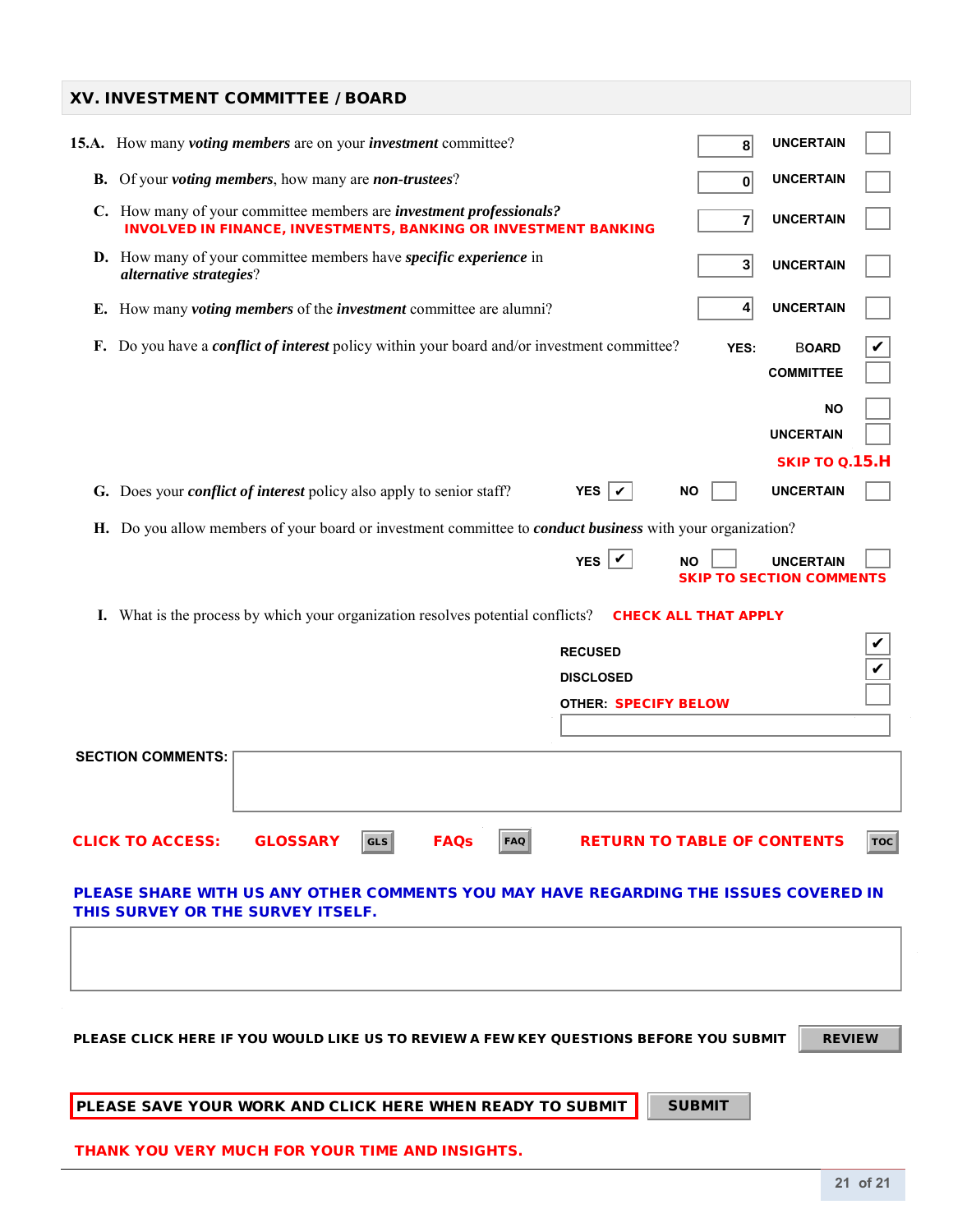## XV. INVESTMENT COMMITTEE / BOARD

**15.A.** How many ***voting members*** are on your ***investment*** committee? 8 UNCERTAIN ☐

**B.** Of your ***voting members***, how many are ***non-trustees***? 0 UNCERTAIN ☐

**C.** How many of your committee members are ***investment professionals?*** 7 UNCERTAIN ☐
INVOLVED IN FINANCE, INVESTMENTS, BANKING OR INVESTMENT BANKING

**D.** How many of your committee members have ***specific experience*** in ***alternative strategies***? 3 UNCERTAIN ☐

**E.** How many ***voting members*** of the ***investment*** committee are alumni? 4 UNCERTAIN ☐

**F.** Do you have a ***conflict of interest*** policy within your board and/or investment committee?

- YES: BOARD ☑
- COMMITTEE ☐
- NO ☐
- UNCERTAIN ☐

SKIP TO Q.15.H

**G.** Does your ***conflict of interest*** policy also apply to senior staff? YES ☑ NO ☐ UNCERTAIN ☐

**H.** Do you allow members of your board or investment committee to ***conduct business*** with your organization?

YES ☑ NO ☐ UNCERTAIN ☐
SKIP TO SECTION COMMENTS

**I.** What is the process by which your organization resolves potential conflicts? CHECK ALL THAT APPLY

- RECUSED ☑
- DISCLOSED ☑
- OTHER: SPECIFY BELOW ☐

**SECTION COMMENTS:**

CLICK TO ACCESS: GLOSSARY GLS FAQs FAQ RETURN TO TABLE OF CONTENTS TOC

**PLEASE SHARE WITH US ANY OTHER COMMENTS YOU MAY HAVE REGARDING THE ISSUES COVERED IN THIS SURVEY OR THE SURVEY ITSELF.**

PLEASE CLICK HERE IF YOU WOULD LIKE US TO REVIEW A FEW KEY QUESTIONS BEFORE YOU SUBMIT **REVIEW**

**PLEASE SAVE YOUR WORK AND CLICK HERE WHEN READY TO SUBMIT** **SUBMIT**

**THANK YOU VERY MUCH FOR YOUR TIME AND INSIGHTS.**